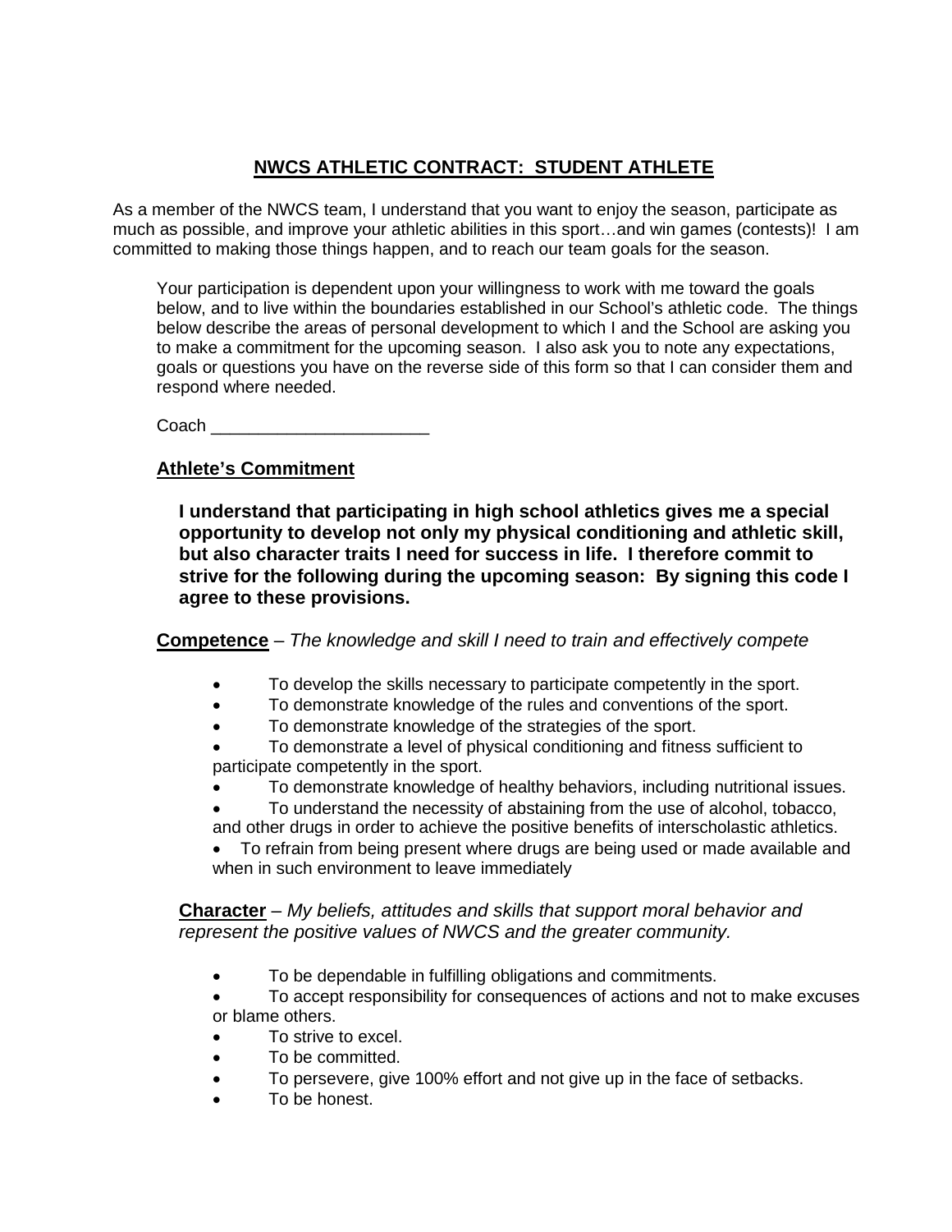# NWCS ATHLETIC CONTRACT: STUDENT ATHLETE

As a member of the NWCS team, I understand that you want to enjoy the season, participate as much as possible, and improve your athletic abilities in this sport…and win games (contests)! I am committed to making those things happen, and to reach our team goals for the season.

Your participation is dependent upon your willingness to work with me toward the goals below, and to live within the boundaries established in our School's athletic code. The things below describe the areas of personal development to which I and the School are asking you to make a commitment for the upcoming season. I also ask you to note any expectations, goals or questions you have on the reverse side of this form so that I can consider them and respond where needed.

Coach _______________________

## Athlete's Commitment

**I understand that participating in high school athletics gives me a special opportunity to develop not only my physical conditioning and athletic skill, but also character traits I need for success in life. I therefore commit to strive for the following during the upcoming season: By signing this code I agree to these provisions.**

**Competence** – *The knowledge and skill I need to train and effectively compete*

- To develop the skills necessary to participate competently in the sport.
- To demonstrate knowledge of the rules and conventions of the sport.
- To demonstrate knowledge of the strategies of the sport.
- To demonstrate a level of physical conditioning and fitness sufficient to participate competently in the sport.
- To demonstrate knowledge of healthy behaviors, including nutritional issues.
- To understand the necessity of abstaining from the use of alcohol, tobacco, and other drugs in order to achieve the positive benefits of interscholastic athletics.
- To refrain from being present where drugs are being used or made available and when in such environment to leave immediately

**Character** – *My beliefs, attitudes and skills that support moral behavior and represent the positive values of NWCS and the greater community.*

- To be dependable in fulfilling obligations and commitments.
- To accept responsibility for consequences of actions and not to make excuses or blame others.
- To strive to excel.
- To be committed.
- To persevere, give 100% effort and not give up in the face of setbacks.
- To be honest.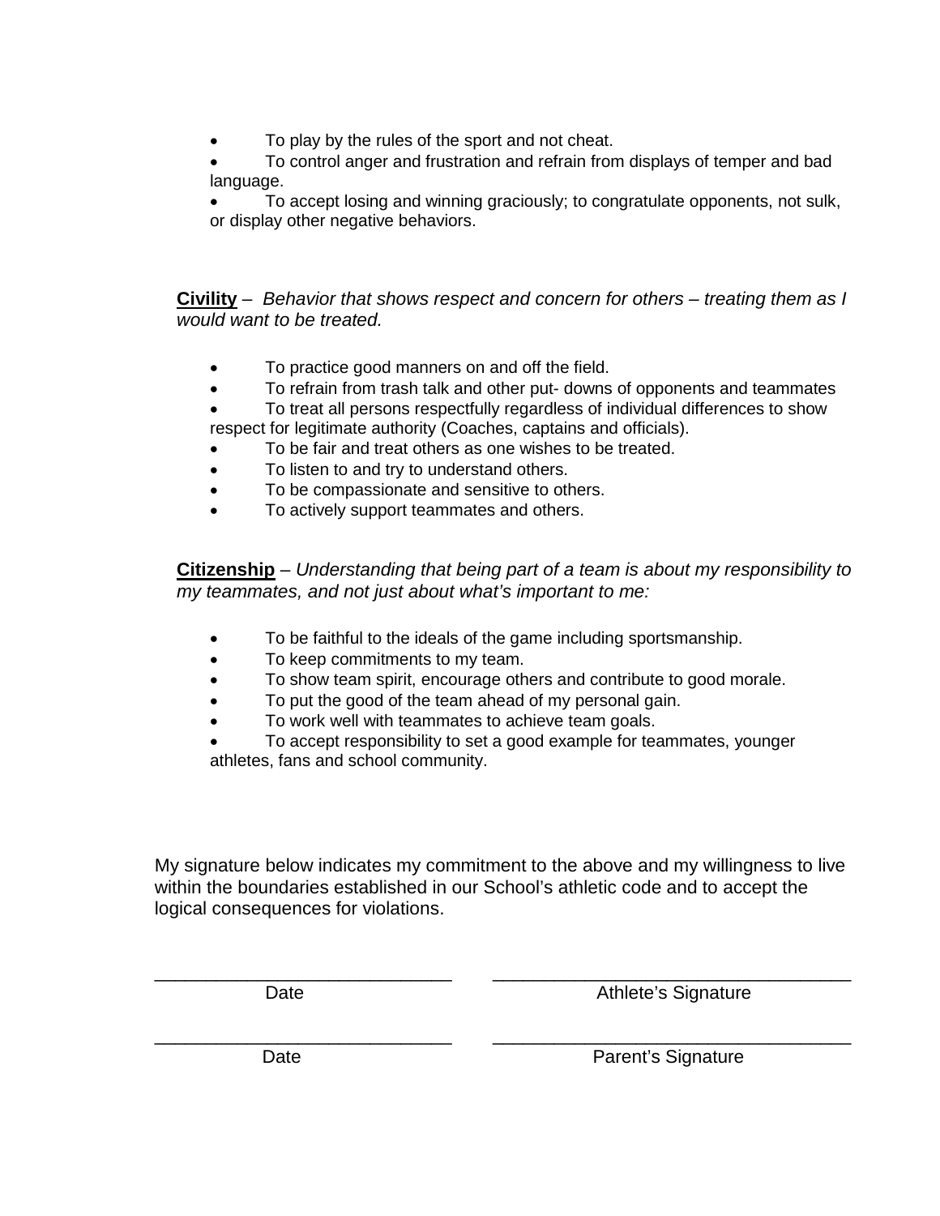- To play by the rules of the sport and not cheat.
- To control anger and frustration and refrain from displays of temper and bad language.
- To accept losing and winning graciously; to congratulate opponents, not sulk, or display other negative behaviors.

**Civility** – *Behavior that shows respect and concern for others – treating them as I would want to be treated.*

- To practice good manners on and off the field.
- To refrain from trash talk and other put- downs of opponents and teammates
- To treat all persons respectfully regardless of individual differences to show respect for legitimate authority (Coaches, captains and officials).
- To be fair and treat others as one wishes to be treated.
- To listen to and try to understand others.
- To be compassionate and sensitive to others.
- To actively support teammates and others.

**Citizenship** – *Understanding that being part of a team is about my responsibility to my teammates, and not just about what's important to me:*

- To be faithful to the ideals of the game including sportsmanship.
- To keep commitments to my team.
- To show team spirit, encourage others and contribute to good morale.
- To put the good of the team ahead of my personal gain.
- To work well with teammates to achieve team goals.
- To accept responsibility to set a good example for teammates, younger athletes, fans and school community.

My signature below indicates my commitment to the above and my willingness to live within the boundaries established in our School's athletic code and to accept the logical consequences for violations.

| | |
|---|---|
| ____________________________ | ____________________________________ |
| Date | Athlete's Signature |
| ____________________________ | ____________________________________ |
| Date | Parent's Signature |